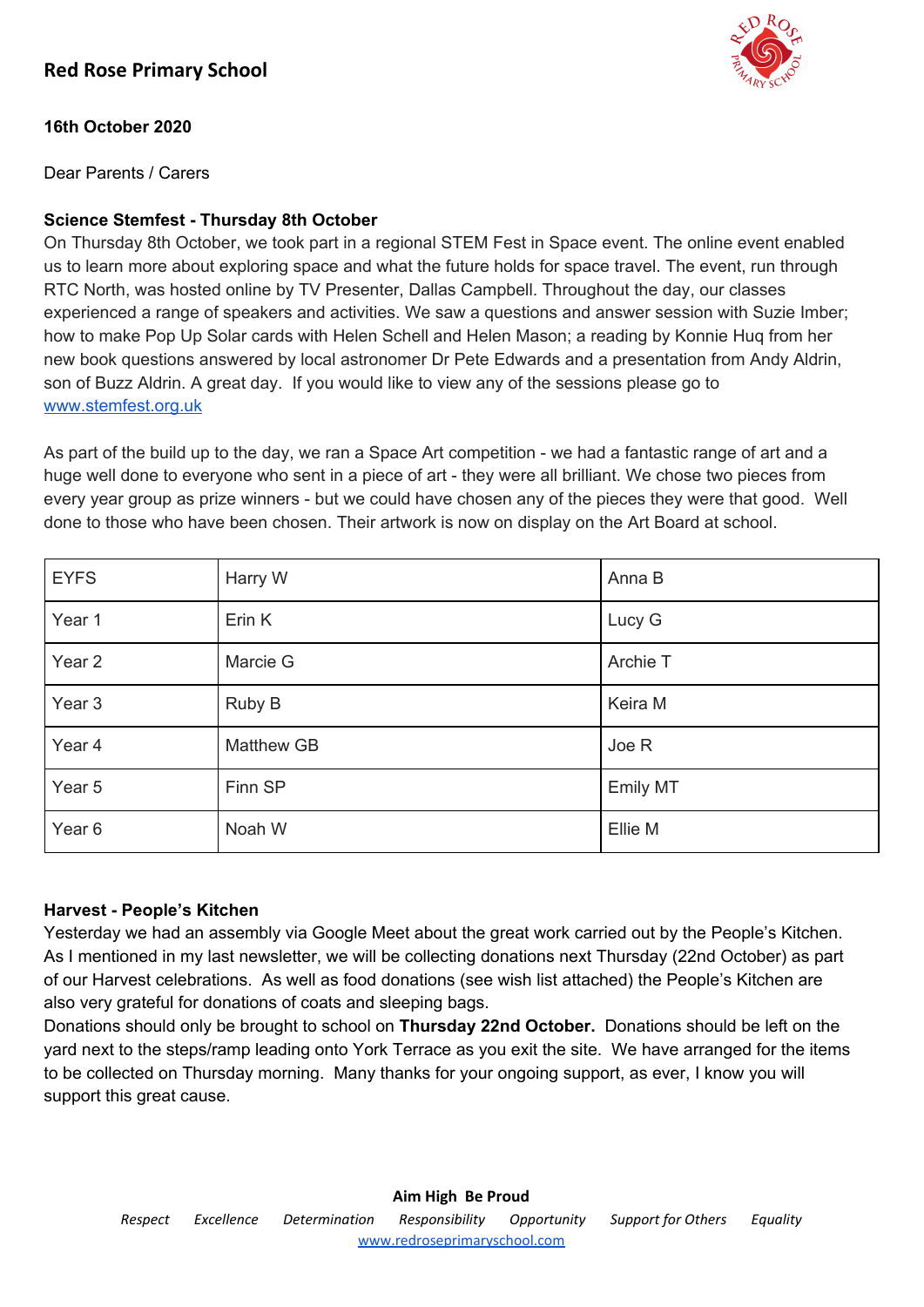## Red Rose Primary School

**16th October 2020**

Dear Parents / Carers

**Science Stemfest - Thursday 8th October**

On Thursday 8th October, we took part in a regional STEM Fest in Space event. The online event enabled us to learn more about exploring space and what the future holds for space travel. The event, run through RTC North, was hosted online by TV Presenter, Dallas Campbell. Throughout the day, our classes experienced a range of speakers and activities. We saw a questions and answer session with Suzie Imber; how to make Pop Up Solar cards with Helen Schell and Helen Mason; a reading by Konnie Huq from her new book questions answered by local astronomer Dr Pete Edwards and a presentation from Andy Aldrin, son of Buzz Aldrin. A great day. If you would like to view any of the sessions please go to [www.stemfest.org.uk](http://www.stemfest.org.uk)

As part of the build up to the day, we ran a Space Art competition - we had a fantastic range of art and a huge well done to everyone who sent in a piece of art - they were all brilliant. We chose two pieces from every year group as prize winners - but we could have chosen any of the pieces they were that good. Well done to those who have been chosen. Their artwork is now on display on the Art Board at school.

| | | |
|---|---|---|
| EYFS | Harry W | Anna B |
| Year 1 | Erin K | Lucy G |
| Year 2 | Marcie G | Archie T |
| Year 3 | Ruby B | Keira M |
| Year 4 | Matthew GB | Joe R |
| Year 5 | Finn SP | Emily MT |
| Year 6 | Noah W | Ellie M |

**Harvest - People's Kitchen**

Yesterday we had an assembly via Google Meet about the great work carried out by the People's Kitchen. As I mentioned in my last newsletter, we will be collecting donations next Thursday (22nd October) as part of our Harvest celebrations. As well as food donations (see wish list attached) the People's Kitchen are also very grateful for donations of coats and sleeping bags.

Donations should only be brought to school on **Thursday 22nd October.** Donations should be left on the yard next to the steps/ramp leading onto York Terrace as you exit the site. We have arranged for the items to be collected on Thursday morning. Many thanks for your ongoing support, as ever, I know you will support this great cause.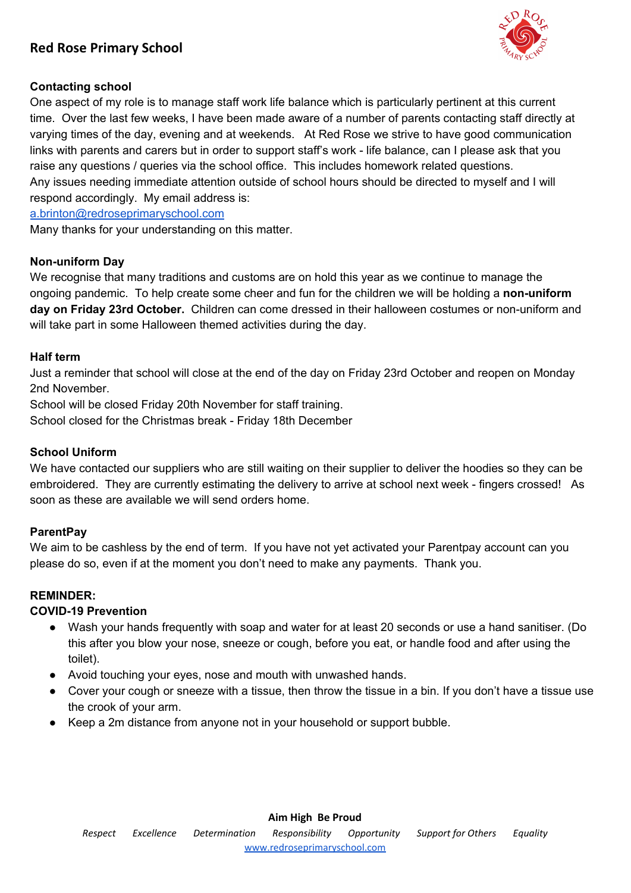## Red Rose Primary School

### Contacting school

One aspect of my role is to manage staff work life balance which is particularly pertinent at this current time. Over the last few weeks, I have been made aware of a number of parents contacting staff directly at varying times of the day, evening and at weekends. At Red Rose we strive to have good communication links with parents and carers but in order to support staff's work - life balance, can I please ask that you raise any questions / queries via the school office. This includes homework related questions.
Any issues needing immediate attention outside of school hours should be directed to myself and I will respond accordingly. My email address is:
[a.brinton@redroseprimaryschool.com](mailto:a.brinton@redroseprimaryschool.com)
Many thanks for your understanding on this matter.

### Non-uniform Day

We recognise that many traditions and customs are on hold this year as we continue to manage the ongoing pandemic. To help create some cheer and fun for the children we will be holding a **non-uniform day on Friday 23rd October.** Children can come dressed in their halloween costumes or non-uniform and will take part in some Halloween themed activities during the day.

### Half term

Just a reminder that school will close at the end of the day on Friday 23rd October and reopen on Monday 2nd November.
School will be closed Friday 20th November for staff training.
School closed for the Christmas break - Friday 18th December

### School Uniform

We have contacted our suppliers who are still waiting on their supplier to deliver the hoodies so they can be embroidered. They are currently estimating the delivery to arrive at school next week - fingers crossed! As soon as these are available we will send orders home.

### ParentPay

We aim to be cashless by the end of term. If you have not yet activated your Parentpay account can you please do so, even if at the moment you don't need to make any payments. Thank you.

### REMINDER:
### COVID-19 Prevention

- Wash your hands frequently with soap and water for at least 20 seconds or use a hand sanitiser. (Do this after you blow your nose, sneeze or cough, before you eat, or handle food and after using the toilet).
- Avoid touching your eyes, nose and mouth with unwashed hands.
- Cover your cough or sneeze with a tissue, then throw the tissue in a bin. If you don't have a tissue use the crook of your arm.
- Keep a 2m distance from anyone not in your household or support bubble.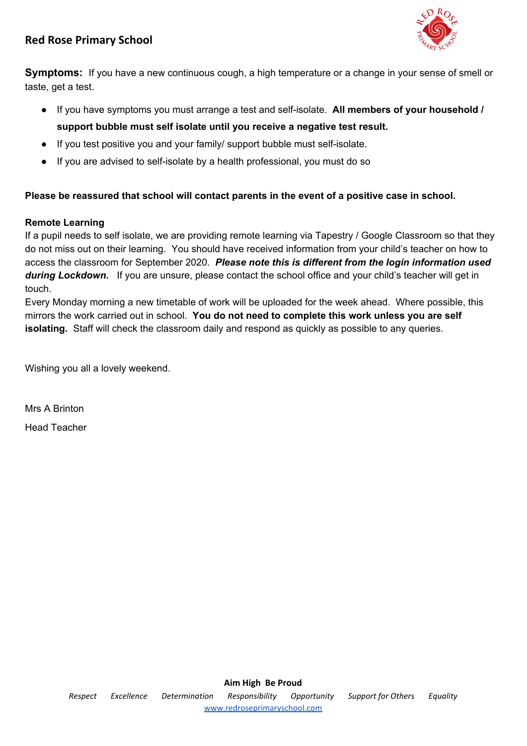**Symptoms:** If you have a new continuous cough, a high temperature or a change in your sense of smell or taste, get a test.

- If you have symptoms you must arrange a test and self-isolate. **All members of your household / support bubble must self isolate until you receive a negative test result.**
- If you test positive you and your family/ support bubble must self-isolate.
- If you are advised to self-isolate by a health professional, you must do so

**Please be reassured that school will contact parents in the event of a positive case in school.**

**Remote Learning**

If a pupil needs to self isolate, we are providing remote learning via Tapestry / Google Classroom so that they do not miss out on their learning. You should have received information from your child's teacher on how to access the classroom for September 2020. ***Please note this is different from the login information used during Lockdown.*** If you are unsure, please contact the school office and your child's teacher will get in touch.

Every Monday morning a new timetable of work will be uploaded for the week ahead. Where possible, this mirrors the work carried out in school. **You do not need to complete this work unless you are self isolating.** Staff will check the classroom daily and respond as quickly as possible to any queries.

Wishing you all a lovely weekend.

Mrs A Brinton

Head Teacher